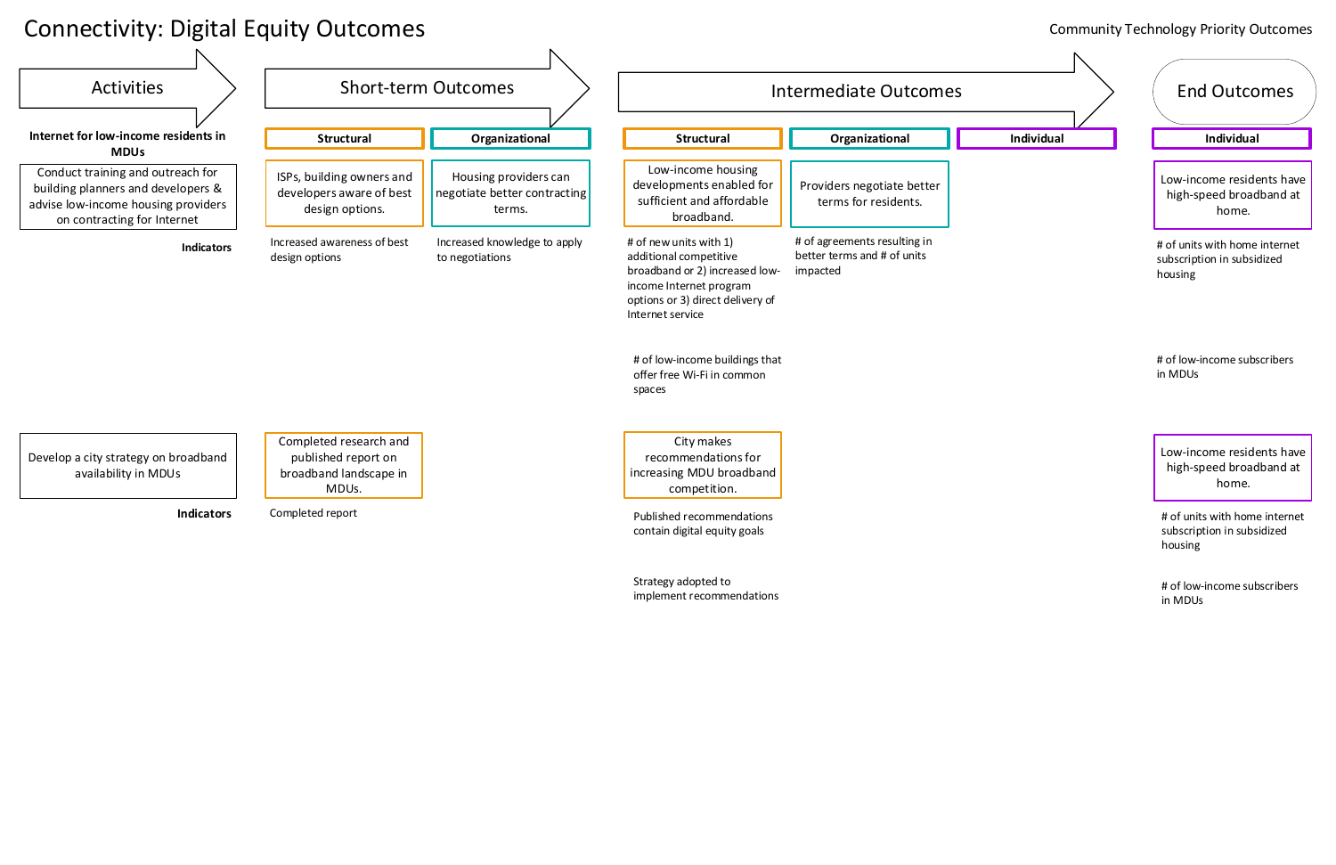# Connectivity: Digital Equity Outcomes

Community Technology Priority Outcomes

| Activities | Short-term Outcomes: Structural | Short-term Outcomes: Organizational | Intermediate Outcomes: Structural | Intermediate Outcomes: Organizational | Intermediate Outcomes: Individual | End Outcomes: Individual |
|---|---|---|---|---|---|---|
| **Internet for low-income residents in MDUs** | | | | | | |
| Conduct training and outreach for building planners and developers & advise low-income housing providers on contracting for Internet | ISPs, building owners and developers aware of best design options. | Housing providers can negotiate better contracting terms. | Low-income housing developments enabled for sufficient and affordable broadband. | Providers negotiate better terms for residents. | | Low-income residents have high-speed broadband at home. |
| **Indicators** | Increased awareness of best design options | Increased knowledge to apply to negotiations | # of new units with 1) additional competitive broadband or 2) increased low-income Internet program options or 3) direct delivery of Internet service | # of agreements resulting in better terms and # of units impacted | | # of units with home internet subscription in subsidized housing |
| | | | # of low-income buildings that offer free Wi-Fi in common spaces | | | # of low-income subscribers in MDUs |
| Develop a city strategy on broadband availability in MDUs | Completed research and published report on broadband landscape in MDUs. | | City makes recommendations for increasing MDU broadband competition. | | | Low-income residents have high-speed broadband at home. |
| **Indicators** | Completed report | | Published recommendations contain digital equity goals | | | # of units with home internet subscription in subsidized housing |
| | | | Strategy adopted to implement recommendations | | | # of low-income subscribers in MDUs |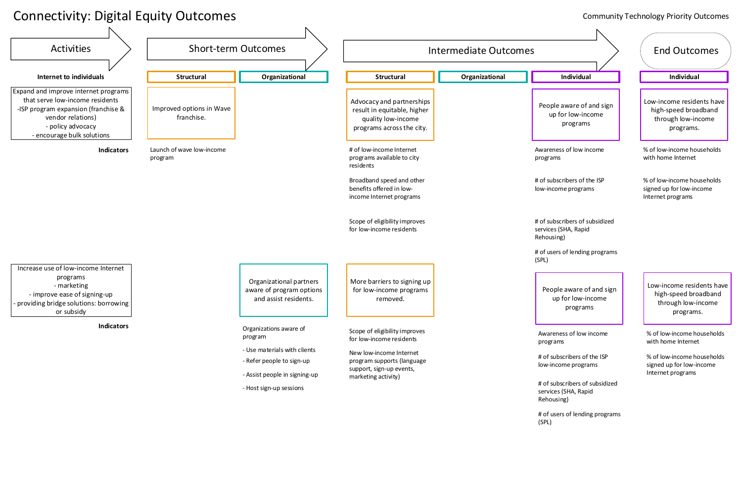# Connectivity: Digital Equity Outcomes

Community Technology Priority Outcomes

| Activities | Short-term Outcomes: Structural | Short-term Outcomes: Organizational | Intermediate Outcomes: Structural | Intermediate Outcomes: Organizational | Intermediate Outcomes: Individual | End Outcomes: Individual |
|---|---|---|---|---|---|---|
| **Internet to individuals** | | | | | | |
| Expand and improve internet programs that serve low-income residents<br>-ISP program expansion (franchise & vendor relations)<br>- policy advocacy<br>- encourage bulk solutions | Improved options in Wave franchise. | | Advocacy and partnerships result in equitable, higher quality low-income programs across the city. | | People aware of and sign up for low-income programs | Low-income residents have high-speed broadband through low-income programs. |
| **Indicators** | Launch of wave low-income program | | # of low-income Internet programs available to city residents<br><br>Broadband speed and other benefits offered in low-income Internet programs<br><br>Scope of eligibility improves for low-income residents | | Awareness of low income programs<br><br># of subscribers of the ISP low-income programs<br><br># of subscribers of subsidized services (SHA, Rapid Rehousing)<br><br># of users of lending programs (SPL) | % of low-income households with home Internet<br><br>% of low-income households signed up for low-income Internet programs |
| Increase use of low-income Internet programs<br>- marketing<br>- improve ease of signing-up<br>- providing bridge solutions: borrowing or subsidy | | Organizational partners aware of program options and assist residents. | More barriers to signing up for low-income programs removed. | | People aware of and sign up for low-income programs | Low-income residents have high-speed broadband through low-income programs. |
| **Indicators** | | Organizations aware of program<br>- Use materials with clients<br>- Refer people to sign-up<br>- Assist people in signing-up<br>- Host sign-up sessions | Scope of eligibility improves for low-income residents<br><br>New low-income Internet program supports (language support, sign-up events, marketing activity) | | Awareness of low income programs<br><br># of subscribers of the ISP low-income programs<br><br># of subscribers of subsidized services (SHA, Rapid Rehousing)<br><br># of users of lending programs (SPL) | % of low-income households with home Internet<br><br>% of low-income households signed up for low-income Internet programs |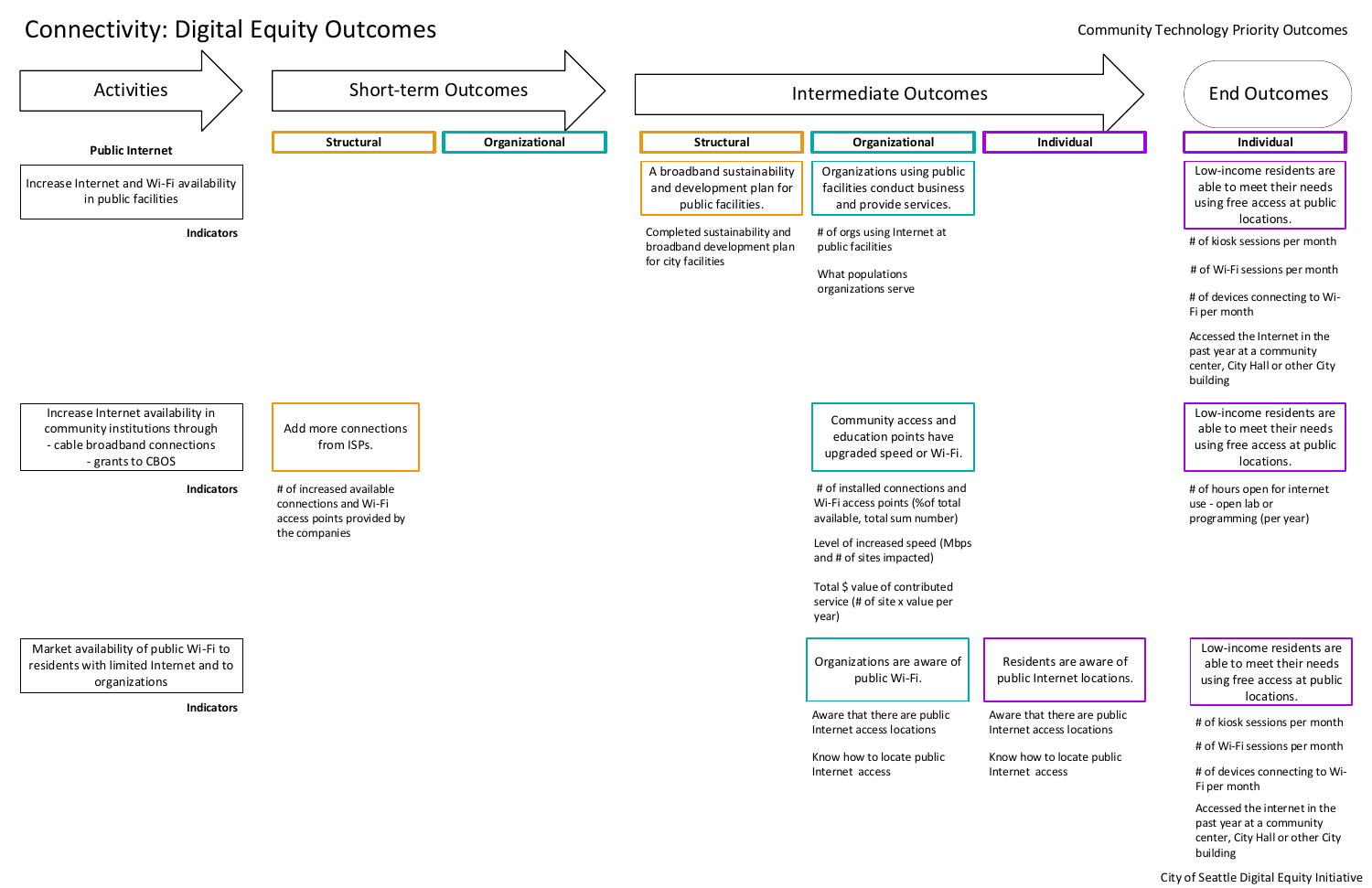# Connectivity: Digital Equity Outcomes

Community Technology Priority Outcomes

| Activities | Short-term Outcomes: Structural | Short-term Outcomes: Organizational | Intermediate Outcomes: Structural | Intermediate Outcomes: Organizational | Intermediate Outcomes: Individual | End Outcomes: Individual |
|---|---|---|---|---|---|---|
| **Public Internet** | | | | | | |
| Increase Internet and Wi-Fi availability in public facilities | | | A broadband sustainability and development plan for public facilities. | Organizations using public facilities conduct business and provide services. | | Low-income residents are able to meet their needs using free access at public locations. |
| **Indicators** | | | Completed sustainability and broadband development plan for city facilities | # of orgs using Internet at public facilities<br><br>What populations organizations serve | | # of kiosk sessions per month<br><br># of Wi-Fi sessions per month<br><br># of devices connecting to Wi-Fi per month<br><br>Accessed the Internet in the past year at a community center, City Hall or other City building |
| Increase Internet availability in community institutions through<br>- cable broadband connections<br>- grants to CBOS | Add more connections from ISPs. | | | Community access and education points have upgraded speed or Wi-Fi. | | Low-income residents are able to meet their needs using free access at public locations. |
| **Indicators** | # of increased available connections and Wi-Fi access points provided by the companies | | | # of installed connections and Wi-Fi access points (%of total available, total sum number)<br><br>Level of increased speed (Mbps and # of sites impacted)<br><br>Total $ value of contributed service (# of site x value per year) | | # of hours open for internet use - open lab or programming (per year) |
| Market availability of public Wi-Fi to residents with limited Internet and to organizations | | | | Organizations are aware of public Wi-Fi. | Residents are aware of public Internet locations. | Low-income residents are able to meet their needs using free access at public locations. |
| **Indicators** | | | | Aware that there are public Internet access locations<br><br>Know how to locate public Internet access | Aware that there are public Internet access locations<br><br>Know how to locate public Internet access | # of kiosk sessions per month<br><br># of Wi-Fi sessions per month<br><br># of devices connecting to Wi-Fi per month<br><br>Accessed the internet in the past year at a community center, City Hall or other City building |

City of Seattle Digital Equity Initiative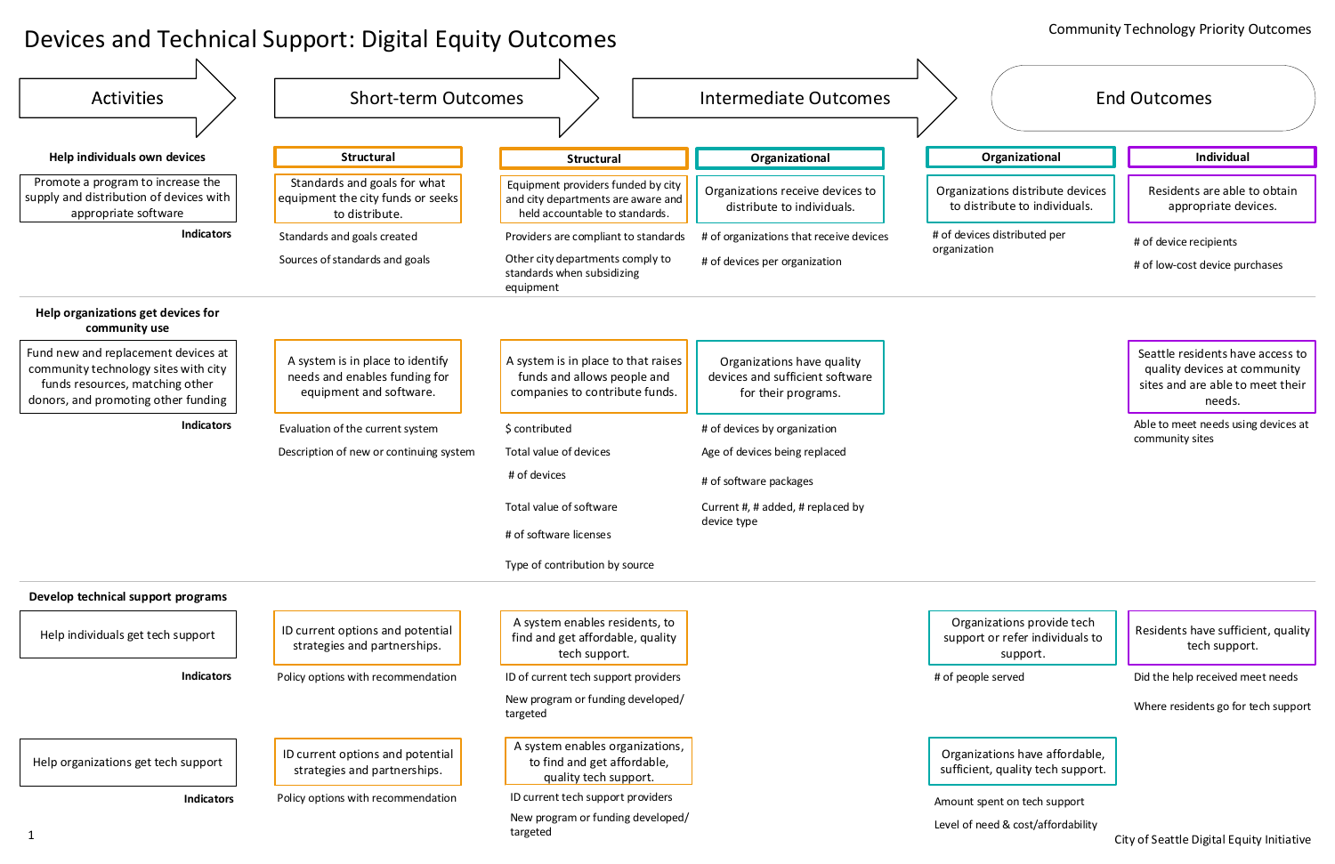# Devices and Technical Support: Digital Equity Outcomes

Community Technology Priority Outcomes

| Activities | Short-term Outcomes | | Intermediate Outcomes | End Outcomes | |
|---|---|---|---|---|---|
| | **Structural** | **Structural** | **Organizational** | **Organizational** | **Individual** |
| **Help individuals own devices** | | | | | |
| Promote a program to increase the supply and distribution of devices with appropriate software | Standards and goals for what equipment the city funds or seeks to distribute. | Equipment providers funded by city and city departments are aware and held accountable to standards. | Organizations receive devices to distribute to individuals. | Organizations distribute devices to distribute to individuals. | Residents are able to obtain appropriate devices. |
| **Indicators** | Standards and goals created<br>Sources of standards and goals | Providers are compliant to standards<br>Other city departments comply to standards when subsidizing equipment | # of organizations that receive devices<br># of devices per organization | # of devices distributed per organization | # of device recipients<br># of low-cost device purchases |
| **Help organizations get devices for community use** | | | | | |
| Fund new and replacement devices at community technology sites with city funds resources, matching other donors, and promoting other funding | A system is in place to identify needs and enables funding for equipment and software. | A system is in place to that raises funds and allows people and companies to contribute funds. | Organizations have quality devices and sufficient software for their programs. | | Seattle residents have access to quality devices at community sites and are able to meet their needs. |
| **Indicators** | Evaluation of the current system<br>Description of new or continuing system | $ contributed<br>Total value of devices<br># of devices<br>Total value of software<br># of software licenses<br>Type of contribution by source | # of devices by organization<br>Age of devices being replaced<br># of software packages<br>Current #, # added, # replaced by device type | | Able to meet needs using devices at community sites |
| **Develop technical support programs** | | | | | |
| Help individuals get tech support | ID current options and potential strategies and partnerships. | A system enables residents, to find and get affordable, quality tech support. | | Organizations provide tech support or refer individuals to support. | Residents have sufficient, quality tech support. |
| **Indicators** | Policy options with recommendation | ID of current tech support providers<br>New program or funding developed/ targeted | | # of people served | Did the help received meet needs<br>Where residents go for tech support |
| Help organizations get tech support | ID current options and potential strategies and partnerships. | A system enables organizations, to find and get affordable, quality tech support. | | Organizations have affordable, sufficient, quality tech support. | |
| **Indicators** | Policy options with recommendation | ID current tech support providers<br>New program or funding developed/ targeted | | Amount spent on tech support<br>Level of need & cost/affordability | |

City of Seattle Digital Equity Initiative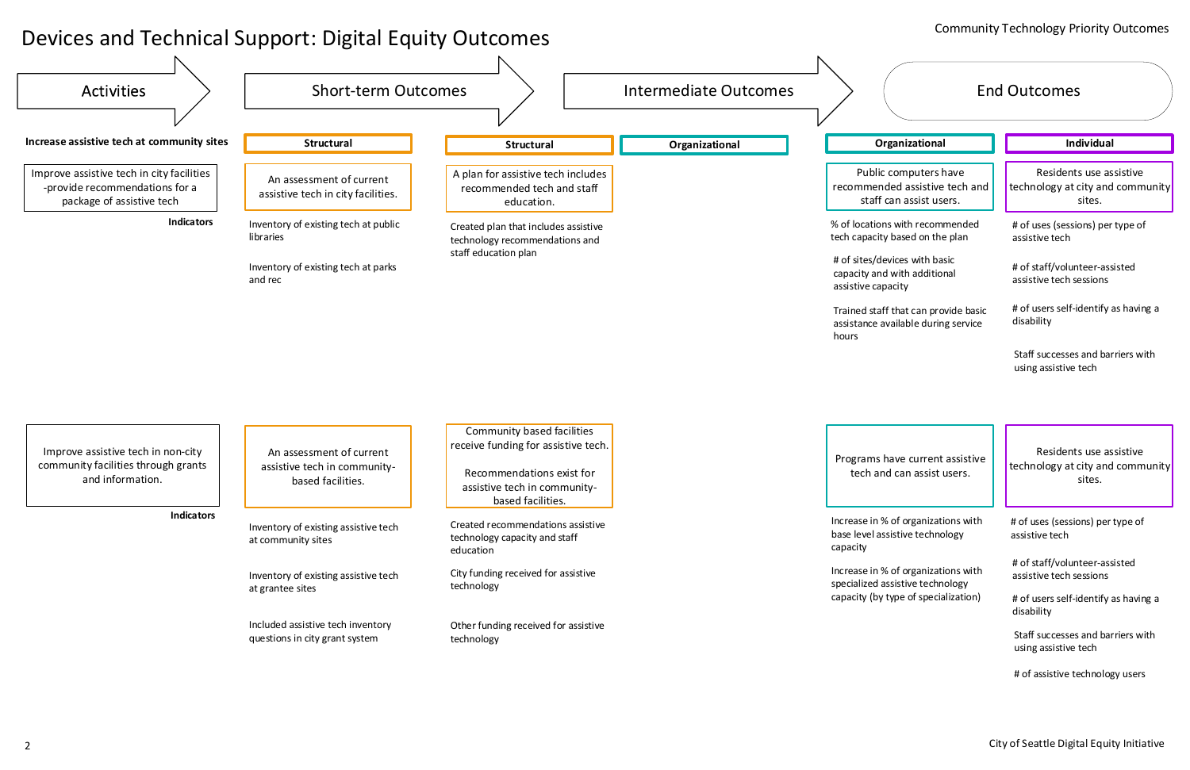# Devices and Technical Support: Digital Equity Outcomes

Community Technology Priority Outcomes

| Activities | Short-term Outcomes | | Intermediate Outcomes | End Outcomes | |
|---|---|---|---|---|---|
| **Increase assistive tech at community sites** | **Structural** | **Structural** | **Organizational** | **Organizational** | **Individual** |
| Improve assistive tech in city facilities -provide recommendations for a package of assistive tech | An assessment of current assistive tech in city facilities. | A plan for assistive tech includes recommended tech and staff education. | | Public computers have recommended assistive tech and staff can assist users. | Residents use assistive technology at city and community sites. |
| **Indicators** | Inventory of existing tech at public libraries<br><br>Inventory of existing tech at parks and rec | Created plan that includes assistive technology recommendations and staff education plan | | % of locations with recommended tech capacity based on the plan<br><br># of sites/devices with basic capacity and with additional assistive capacity<br><br>Trained staff that can provide basic assistance available during service hours | # of uses (sessions) per type of assistive tech<br><br># of staff/volunteer-assisted assistive tech sessions<br><br># of users self-identify as having a disability<br><br>Staff successes and barriers with using assistive tech |
| Improve assistive tech in non-city community facilities through grants and information. | An assessment of current assistive tech in community-based facilities. | Community based facilities receive funding for assistive tech.<br><br>Recommendations exist for assistive tech in community-based facilities. | | Programs have current assistive tech and can assist users. | Residents use assistive technology at city and community sites. |
| **Indicators** | Inventory of existing assistive tech at community sites<br><br>Inventory of existing assistive tech at grantee sites<br><br>Included assistive tech inventory questions in city grant system | Created recommendations assistive technology capacity and staff education<br><br>City funding received for assistive technology<br><br>Other funding received for assistive technology | | Increase in % of organizations with base level assistive technology capacity<br><br>Increase in % of organizations with specialized assistive technology capacity (by type of specialization) | # of uses (sessions) per type of assistive tech<br><br># of staff/volunteer-assisted assistive tech sessions<br><br># of users self-identify as having a disability<br><br>Staff successes and barriers with using assistive tech<br><br># of assistive technology users |

City of Seattle Digital Equity Initiative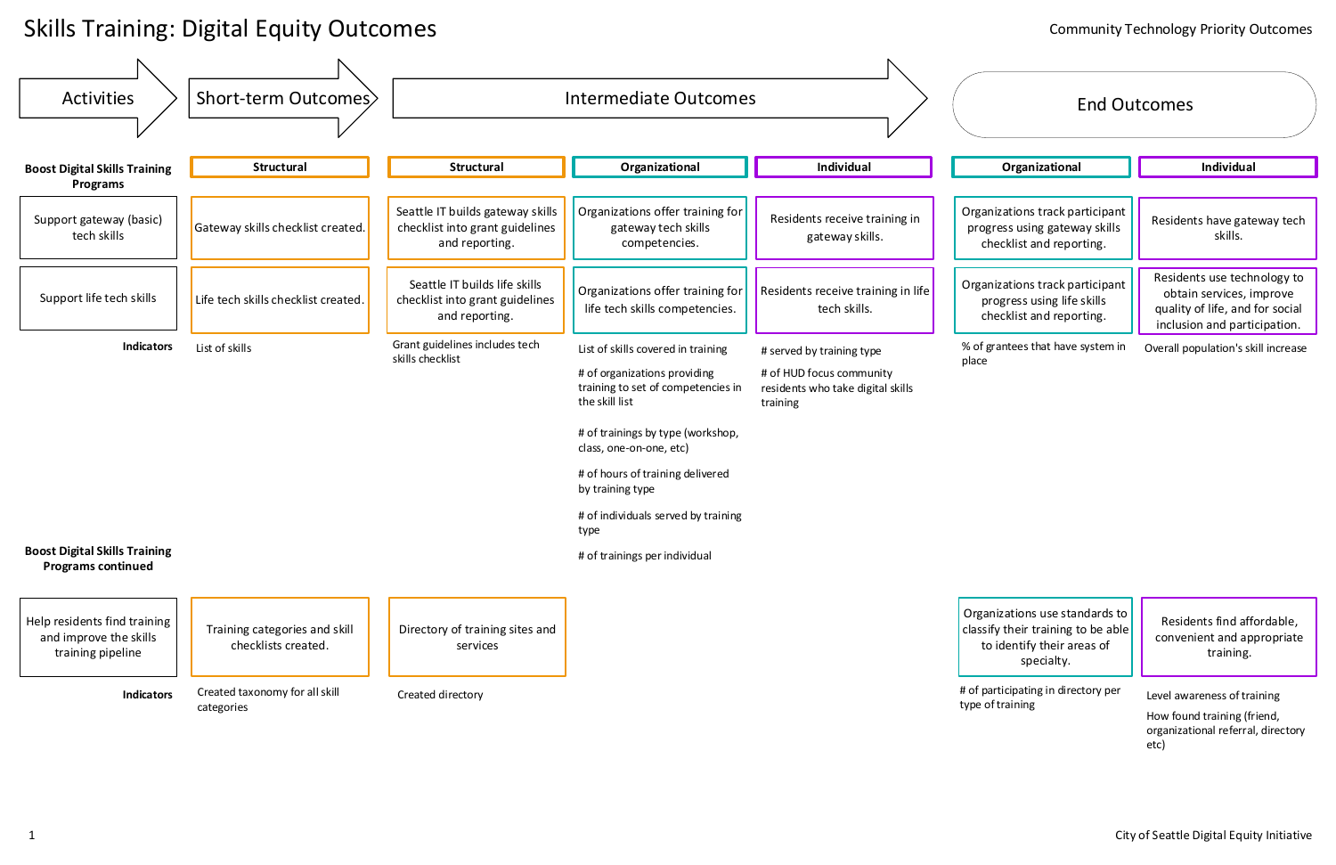# Skills Training: Digital Equity Outcomes

Community Technology Priority Outcomes

| Activities | Short-term Outcomes | Intermediate Outcomes | | | End Outcomes | |
|---|---|---|---|---|---|---|
| **Boost Digital Skills Training Programs** | **Structural** | **Structural** | **Organizational** | **Individual** | **Organizational** | **Individual** |
| Support gateway (basic) tech skills | Gateway skills checklist created. | Seattle IT builds gateway skills checklist into grant guidelines and reporting. | Organizations offer training for gateway tech skills competencies. | Residents receive training in gateway skills. | Organizations track participant progress using gateway skills checklist and reporting. | Residents have gateway tech skills. |
| Support life tech skills | Life tech skills checklist created. | Seattle IT builds life skills checklist into grant guidelines and reporting. | Organizations offer training for life tech skills competencies. | Residents receive training in life tech skills. | Organizations track participant progress using life skills checklist and reporting. | Residents use technology to obtain services, improve quality of life, and for social inclusion and participation. |
| **Indicators** | List of skills | Grant guidelines includes tech skills checklist | List of skills covered in training<br><br># of organizations providing training to set of competencies in the skill list<br><br># of trainings by type (workshop, class, one-on-one, etc)<br><br># of hours of training delivered by training type<br><br># of individuals served by training type<br><br># of trainings per individual | # served by training type<br><br># of HUD focus community residents who take digital skills training | % of grantees that have system in place | Overall population's skill increase |
| **Boost Digital Skills Training Programs continued** | | | | | | |
| Help residents find training and improve the skills training pipeline | Training categories and skill checklists created. | Directory of training sites and services | | | Organizations use standards to classify their training to be able to identify their areas of specialty. | Residents find affordable, convenient and appropriate training. |
| **Indicators** | Created taxonomy for all skill categories | Created directory | | | # of participating in directory per type of training | Level awareness of training<br><br>How found training (friend, organizational referral, directory etc) |

City of Seattle Digital Equity Initiative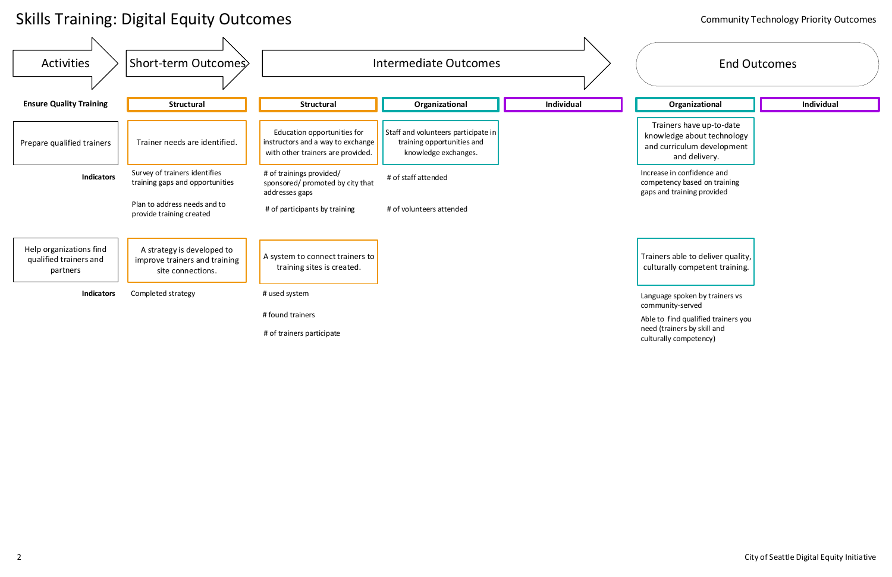# Skills Training: Digital Equity Outcomes

Community Technology Priority Outcomes

| Activities | Short-term Outcomes | Intermediate Outcomes | | | End Outcomes | |
|---|---|---|---|---|---|---|
| **Ensure Quality Training** | **Structural** | **Structural** | **Organizational** | **Individual** | **Organizational** | **Individual** |
| Prepare qualified trainers | Trainer needs are identified. | Education opportunities for instructors and a way to exchange with other trainers are provided. | Staff and volunteers participate in training opportunities and knowledge exchanges. | | Trainers have up-to-date knowledge about technology and curriculum development and delivery. | |
| **Indicators** | Survey of trainers identifies training gaps and opportunities<br><br>Plan to address needs and to provide training created | # of trainings provided/ sponsored/ promoted by city that addresses gaps<br><br># of participants by training | # of staff attended<br><br># of volunteers attended | | Increase in confidence and competency based on training gaps and training provided | |
| Help organizations find qualified trainers and partners | A strategy is developed to improve trainers and training site connections. | A system to connect trainers to training sites is created. | | | Trainers able to deliver quality, culturally competent training. | |
| **Indicators** | Completed strategy | # used system<br><br># found trainers<br><br># of trainers participate | | | Language spoken by trainers vs community-served<br><br>Able to find qualified trainers you need (trainers by skill and culturally competency) | |

City of Seattle Digital Equity Initiative